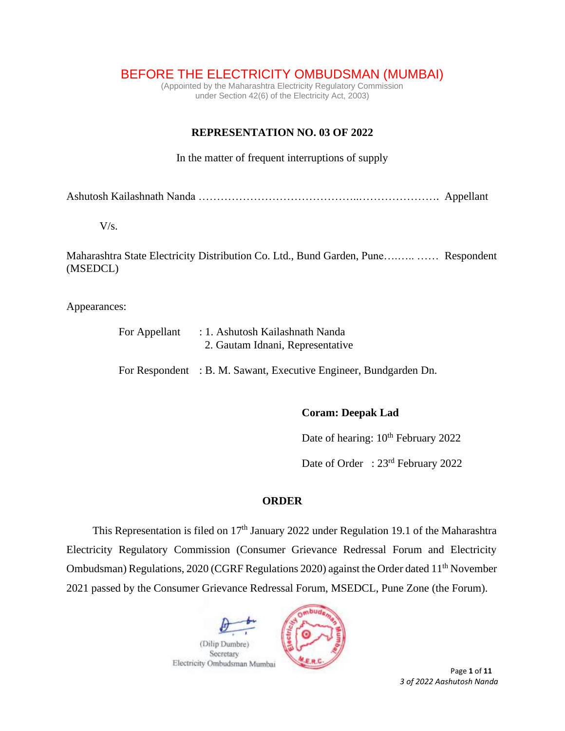# BEFORE THE ELECTRICITY OMBUDSMAN (MUMBAI)

(Appointed by the Maharashtra Electricity Regulatory Commission under Section 42(6) of the Electricity Act, 2003)

## REPRESENTATION NO. 03 OF 2022

In the matter of frequent interruptions of supply

Ashutosh Kailashnath Nanda …………………………………..…………………. Appellant

V/s.

Maharashtra State Electricity Distribution Co. Ltd., Bund Garden, Pune….….. …… Respondent (MSEDCL)

Appearances:

For Appellant : 1. Ashutosh Kailashnath Nanda
2. Gautam Idnani, Representative

For Respondent : B. M. Sawant, Executive Engineer, Bundgarden Dn.

**Coram: Deepak Lad**

Date of hearing: 10th February 2022

Date of Order : 23rd February 2022

## ORDER

This Representation is filed on 17th January 2022 under Regulation 19.1 of the Maharashtra Electricity Regulatory Commission (Consumer Grievance Redressal Forum and Electricity Ombudsman) Regulations, 2020 (CGRF Regulations 2020) against the Order dated 11th November 2021 passed by the Consumer Grievance Redressal Forum, MSEDCL, Pune Zone (the Forum).

(Dilip Dumbre)
Secretary
Electricity Ombudsman Mumbai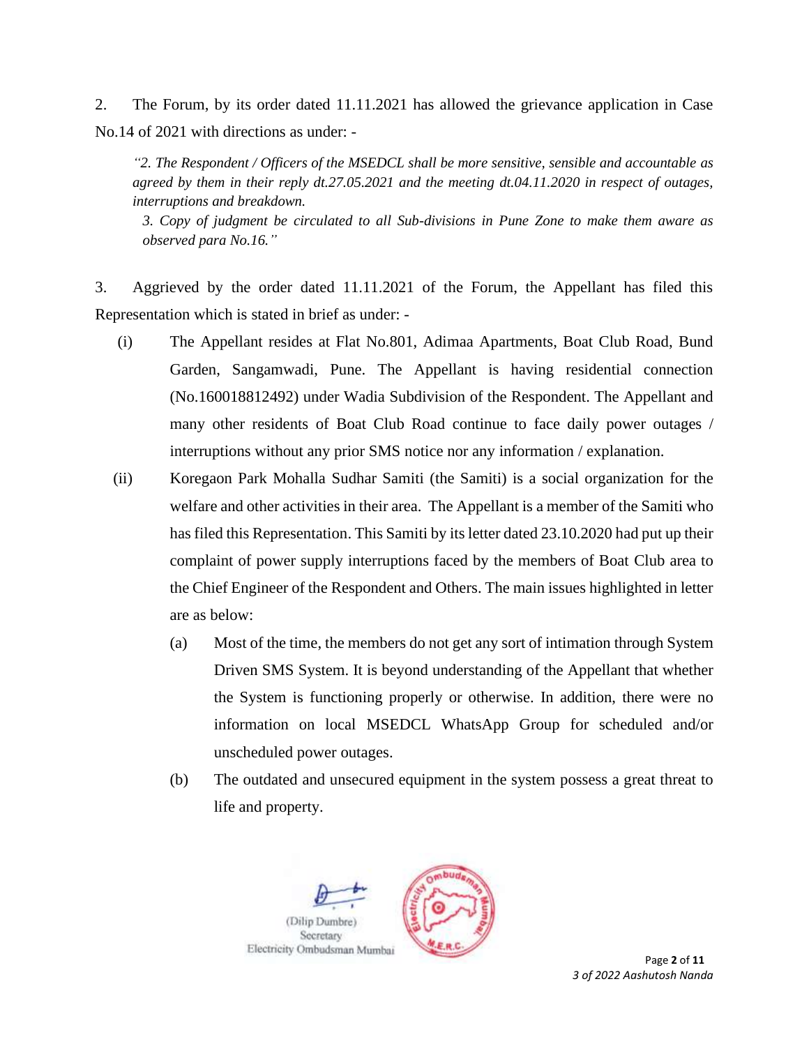2. The Forum, by its order dated 11.11.2021 has allowed the grievance application in Case No.14 of 2021 with directions as under: -

> *"2. The Respondent / Officers of the MSEDCL shall be more sensitive, sensible and accountable as agreed by them in their reply dt.27.05.2021 and the meeting dt.04.11.2020 in respect of outages, interruptions and breakdown.*
>
> *3. Copy of judgment be circulated to all Sub-divisions in Pune Zone to make them aware as observed para No.16."*

3. Aggrieved by the order dated 11.11.2021 of the Forum, the Appellant has filed this Representation which is stated in brief as under: -

(i) The Appellant resides at Flat No.801, Adimaa Apartments, Boat Club Road, Bund Garden, Sangamwadi, Pune. The Appellant is having residential connection (No.160018812492) under Wadia Subdivision of the Respondent. The Appellant and many other residents of Boat Club Road continue to face daily power outages / interruptions without any prior SMS notice nor any information / explanation.

(ii) Koregaon Park Mohalla Sudhar Samiti (the Samiti) is a social organization for the welfare and other activities in their area. The Appellant is a member of the Samiti who has filed this Representation. This Samiti by its letter dated 23.10.2020 had put up their complaint of power supply interruptions faced by the members of Boat Club area to the Chief Engineer of the Respondent and Others. The main issues highlighted in letter are as below:

  (a) Most of the time, the members do not get any sort of intimation through System Driven SMS System. It is beyond understanding of the Appellant that whether the System is functioning properly or otherwise. In addition, there were no information on local MSEDCL WhatsApp Group for scheduled and/or unscheduled power outages.

  (b) The outdated and unsecured equipment in the system possess a great threat to life and property.

(Dilip Dumbre)
Secretary
Electricity Ombudsman Mumbai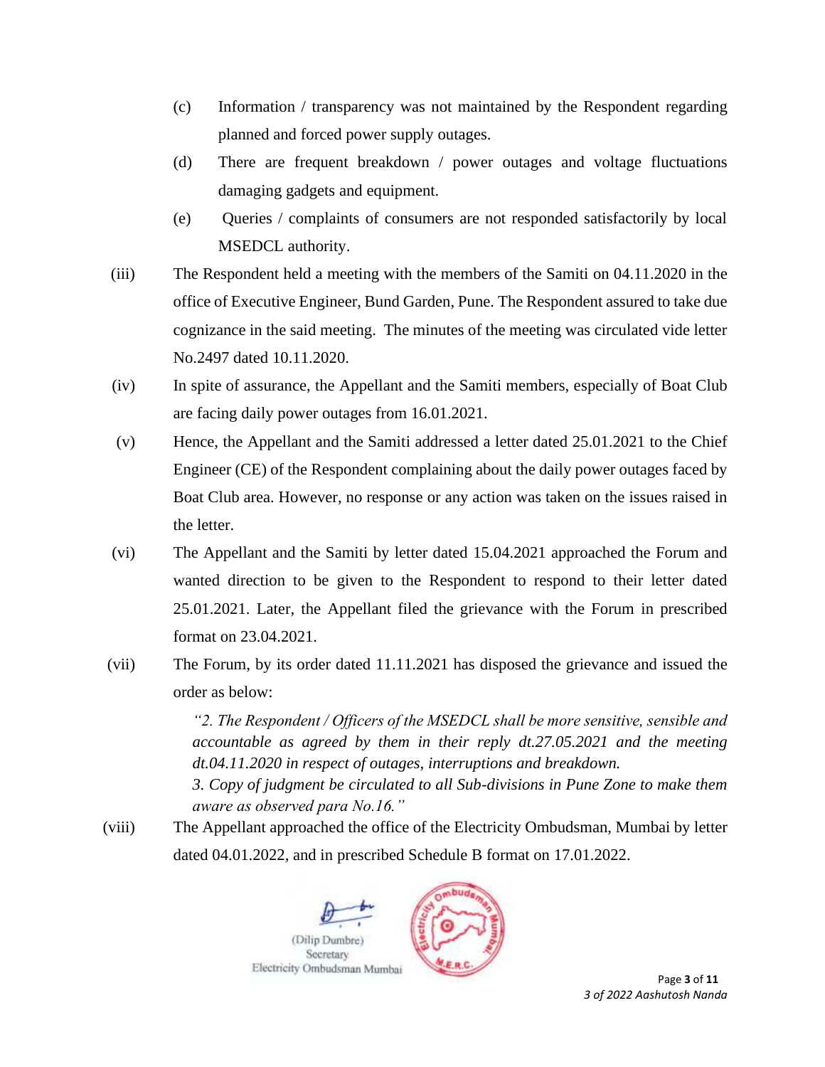(c) Information / transparency was not maintained by the Respondent regarding planned and forced power supply outages.

(d) There are frequent breakdown / power outages and voltage fluctuations damaging gadgets and equipment.

(e) Queries / complaints of consumers are not responded satisfactorily by local MSEDCL authority.

(iii) The Respondent held a meeting with the members of the Samiti on 04.11.2020 in the office of Executive Engineer, Bund Garden, Pune. The Respondent assured to take due cognizance in the said meeting. The minutes of the meeting was circulated vide letter No.2497 dated 10.11.2020.

(iv) In spite of assurance, the Appellant and the Samiti members, especially of Boat Club are facing daily power outages from 16.01.2021.

(v) Hence, the Appellant and the Samiti addressed a letter dated 25.01.2021 to the Chief Engineer (CE) of the Respondent complaining about the daily power outages faced by Boat Club area. However, no response or any action was taken on the issues raised in the letter.

(vi) The Appellant and the Samiti by letter dated 15.04.2021 approached the Forum and wanted direction to be given to the Respondent to respond to their letter dated 25.01.2021. Later, the Appellant filed the grievance with the Forum in prescribed format on 23.04.2021.

(vii) The Forum, by its order dated 11.11.2021 has disposed the grievance and issued the order as below:

> *"2. The Respondent / Officers of the MSEDCL shall be more sensitive, sensible and accountable as agreed by them in their reply dt.27.05.2021 and the meeting dt.04.11.2020 in respect of outages, interruptions and breakdown.*
>
> *3. Copy of judgment be circulated to all Sub-divisions in Pune Zone to make them aware as observed para No.16."*

(viii) The Appellant approached the office of the Electricity Ombudsman, Mumbai by letter dated 04.01.2022, and in prescribed Schedule B format on 17.01.2022.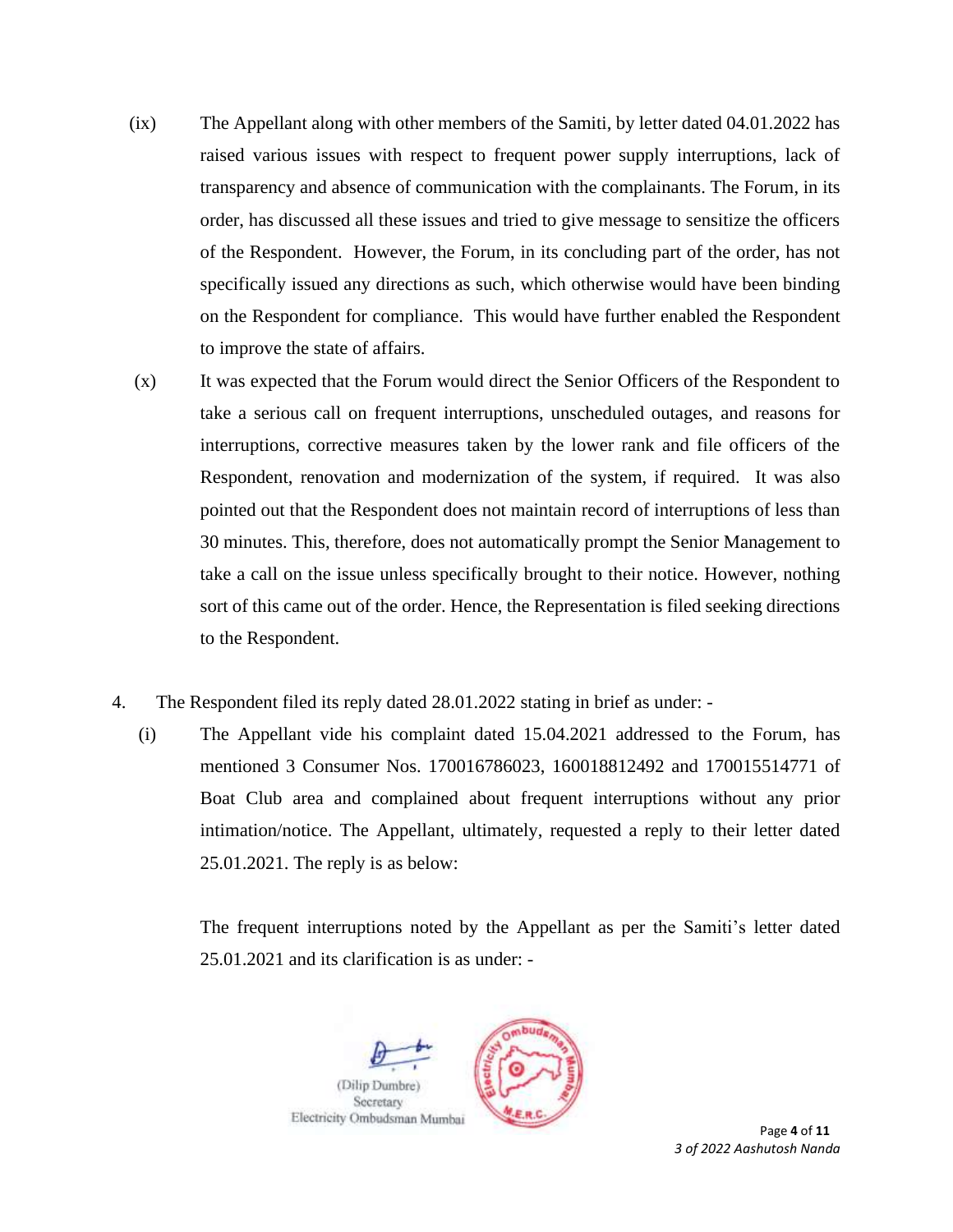(ix) The Appellant along with other members of the Samiti, by letter dated 04.01.2022 has raised various issues with respect to frequent power supply interruptions, lack of transparency and absence of communication with the complainants. The Forum, in its order, has discussed all these issues and tried to give message to sensitize the officers of the Respondent. However, the Forum, in its concluding part of the order, has not specifically issued any directions as such, which otherwise would have been binding on the Respondent for compliance. This would have further enabled the Respondent to improve the state of affairs.

(x) It was expected that the Forum would direct the Senior Officers of the Respondent to take a serious call on frequent interruptions, unscheduled outages, and reasons for interruptions, corrective measures taken by the lower rank and file officers of the Respondent, renovation and modernization of the system, if required. It was also pointed out that the Respondent does not maintain record of interruptions of less than 30 minutes. This, therefore, does not automatically prompt the Senior Management to take a call on the issue unless specifically brought to their notice. However, nothing sort of this came out of the order. Hence, the Representation is filed seeking directions to the Respondent.

4. The Respondent filed its reply dated 28.01.2022 stating in brief as under: -

(i) The Appellant vide his complaint dated 15.04.2021 addressed to the Forum, has mentioned 3 Consumer Nos. 170016786023, 160018812492 and 170015514771 of Boat Club area and complained about frequent interruptions without any prior intimation/notice. The Appellant, ultimately, requested a reply to their letter dated 25.01.2021. The reply is as below:

The frequent interruptions noted by the Appellant as per the Samiti's letter dated 25.01.2021 and its clarification is as under: -

(Dilip Dumbre)
Secretary
Electricity Ombudsman Mumbai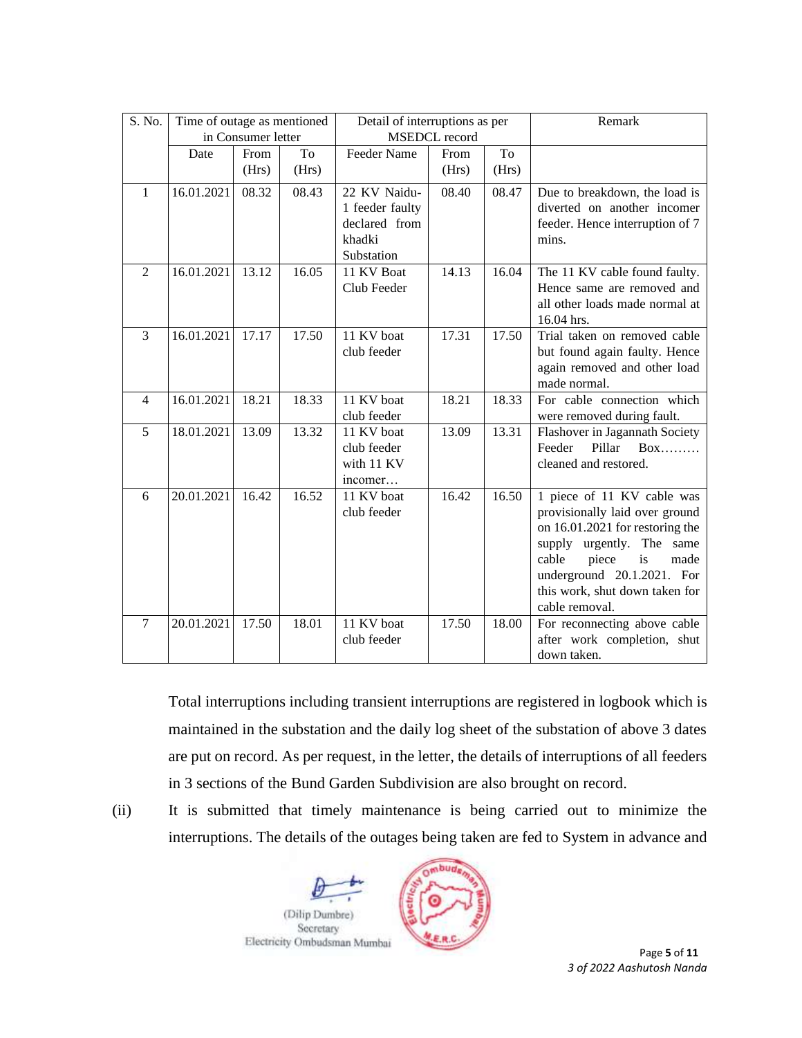| S. No. | Time of outage as mentioned in Consumer letter | | | Detail of interruptions as per MSEDCL record | | | Remark |
|---|---|---|---|---|---|---|---|
| | Date | From (Hrs) | To (Hrs) | Feeder Name | From (Hrs) | To (Hrs) | |
| 1 | 16.01.2021 | 08.32 | 08.43 | 22 KV Naidu-1 feeder faulty declared from khadki Substation | 08.40 | 08.47 | Due to breakdown, the load is diverted on another incomer feeder. Hence interruption of 7 mins. |
| 2 | 16.01.2021 | 13.12 | 16.05 | 11 KV Boat Club Feeder | 14.13 | 16.04 | The 11 KV cable found faulty. Hence same are removed and all other loads made normal at 16.04 hrs. |
| 3 | 16.01.2021 | 17.17 | 17.50 | 11 KV boat club feeder | 17.31 | 17.50 | Trial taken on removed cable but found again faulty. Hence again removed and other load made normal. |
| 4 | 16.01.2021 | 18.21 | 18.33 | 11 KV boat club feeder | 18.21 | 18.33 | For cable connection which were removed during fault. |
| 5 | 18.01.2021 | 13.09 | 13.32 | 11 KV boat club feeder with 11 KV incomer… | 13.09 | 13.31 | Flashover in Jagannath Society Feeder Pillar Box……… cleaned and restored. |
| 6 | 20.01.2021 | 16.42 | 16.52 | 11 KV boat club feeder | 16.42 | 16.50 | 1 piece of 11 KV cable was provisionally laid over ground on 16.01.2021 for restoring the supply urgently. The same cable piece is made underground 20.1.2021. For this work, shut down taken for cable removal. |
| 7 | 20.01.2021 | 17.50 | 18.01 | 11 KV boat club feeder | 17.50 | 18.00 | For reconnecting above cable after work completion, shut down taken. |

Total interruptions including transient interruptions are registered in logbook which is maintained in the substation and the daily log sheet of the substation of above 3 dates are put on record. As per request, in the letter, the details of interruptions of all feeders in 3 sections of the Bund Garden Subdivision are also brought on record.

(ii) It is submitted that timely maintenance is being carried out to minimize the interruptions. The details of the outages being taken are fed to System in advance and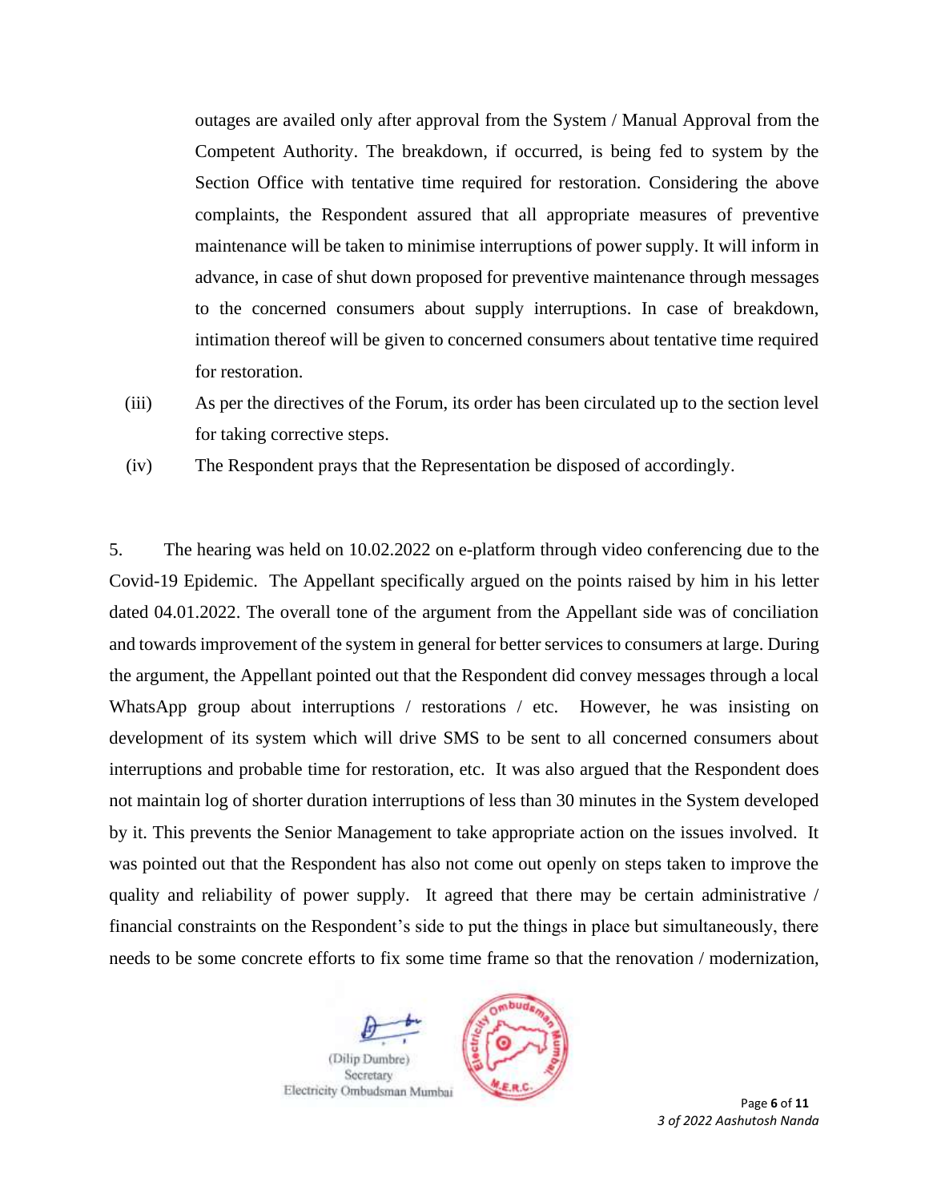outages are availed only after approval from the System / Manual Approval from the Competent Authority. The breakdown, if occurred, is being fed to system by the Section Office with tentative time required for restoration. Considering the above complaints, the Respondent assured that all appropriate measures of preventive maintenance will be taken to minimise interruptions of power supply. It will inform in advance, in case of shut down proposed for preventive maintenance through messages to the concerned consumers about supply interruptions. In case of breakdown, intimation thereof will be given to concerned consumers about tentative time required for restoration.

(iii) As per the directives of the Forum, its order has been circulated up to the section level for taking corrective steps.

(iv) The Respondent prays that the Representation be disposed of accordingly.

5. The hearing was held on 10.02.2022 on e-platform through video conferencing due to the Covid-19 Epidemic. The Appellant specifically argued on the points raised by him in his letter dated 04.01.2022. The overall tone of the argument from the Appellant side was of conciliation and towards improvement of the system in general for better services to consumers at large. During the argument, the Appellant pointed out that the Respondent did convey messages through a local WhatsApp group about interruptions / restorations / etc. However, he was insisting on development of its system which will drive SMS to be sent to all concerned consumers about interruptions and probable time for restoration, etc. It was also argued that the Respondent does not maintain log of shorter duration interruptions of less than 30 minutes in the System developed by it. This prevents the Senior Management to take appropriate action on the issues involved. It was pointed out that the Respondent has also not come out openly on steps taken to improve the quality and reliability of power supply. It agreed that there may be certain administrative / financial constraints on the Respondent's side to put the things in place but simultaneously, there needs to be some concrete efforts to fix some time frame so that the renovation / modernization,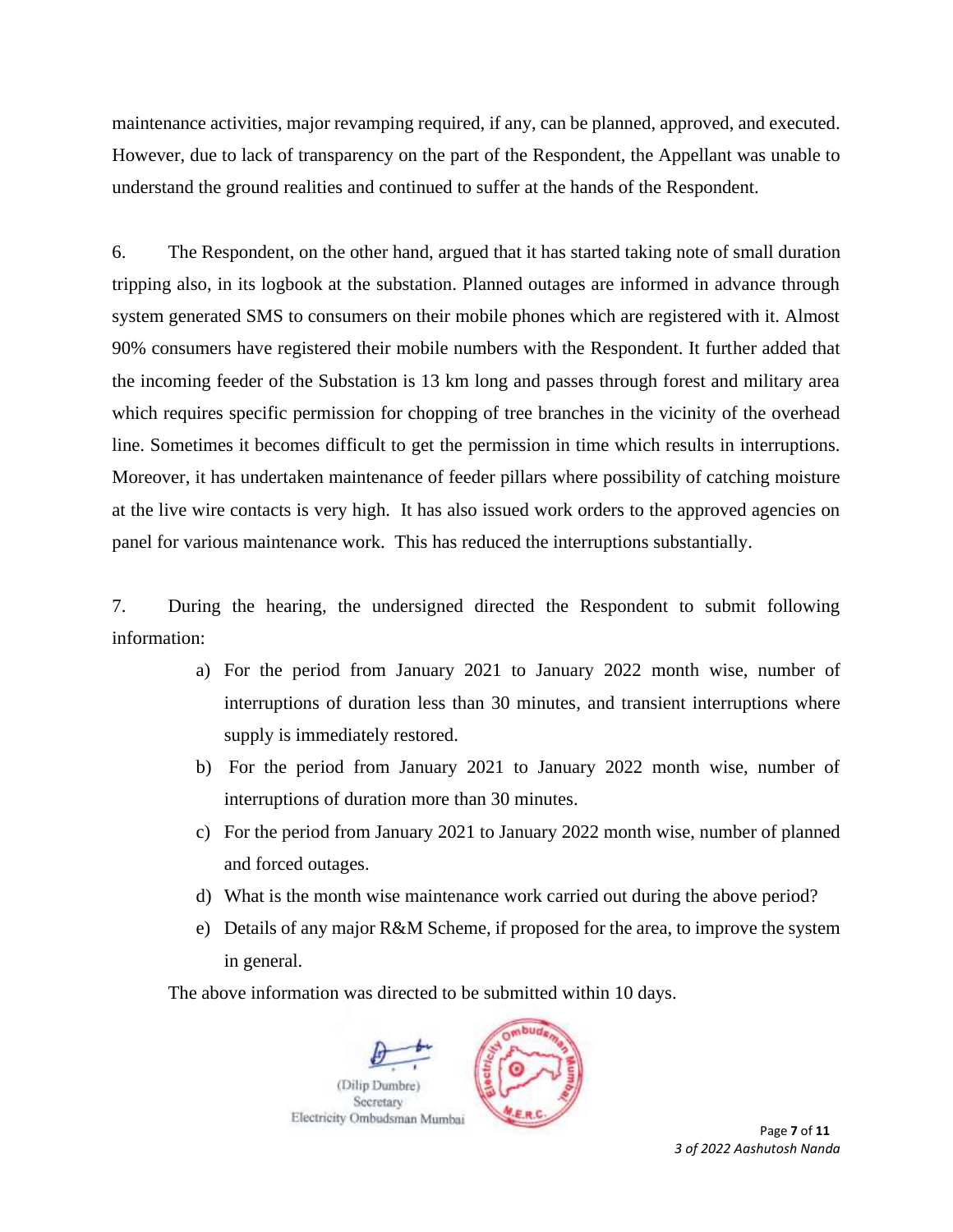maintenance activities, major revamping required, if any, can be planned, approved, and executed. However, due to lack of transparency on the part of the Respondent, the Appellant was unable to understand the ground realities and continued to suffer at the hands of the Respondent.

6. The Respondent, on the other hand, argued that it has started taking note of small duration tripping also, in its logbook at the substation. Planned outages are informed in advance through system generated SMS to consumers on their mobile phones which are registered with it. Almost 90% consumers have registered their mobile numbers with the Respondent. It further added that the incoming feeder of the Substation is 13 km long and passes through forest and military area which requires specific permission for chopping of tree branches in the vicinity of the overhead line. Sometimes it becomes difficult to get the permission in time which results in interruptions. Moreover, it has undertaken maintenance of feeder pillars where possibility of catching moisture at the live wire contacts is very high. It has also issued work orders to the approved agencies on panel for various maintenance work. This has reduced the interruptions substantially.

7. During the hearing, the undersigned directed the Respondent to submit following information:

a) For the period from January 2021 to January 2022 month wise, number of interruptions of duration less than 30 minutes, and transient interruptions where supply is immediately restored.

b) For the period from January 2021 to January 2022 month wise, number of interruptions of duration more than 30 minutes.

c) For the period from January 2021 to January 2022 month wise, number of planned and forced outages.

d) What is the month wise maintenance work carried out during the above period?

e) Details of any major R&M Scheme, if proposed for the area, to improve the system in general.

The above information was directed to be submitted within 10 days.

(Dilip Dumbre)
Secretary
Electricity Ombudsman Mumbai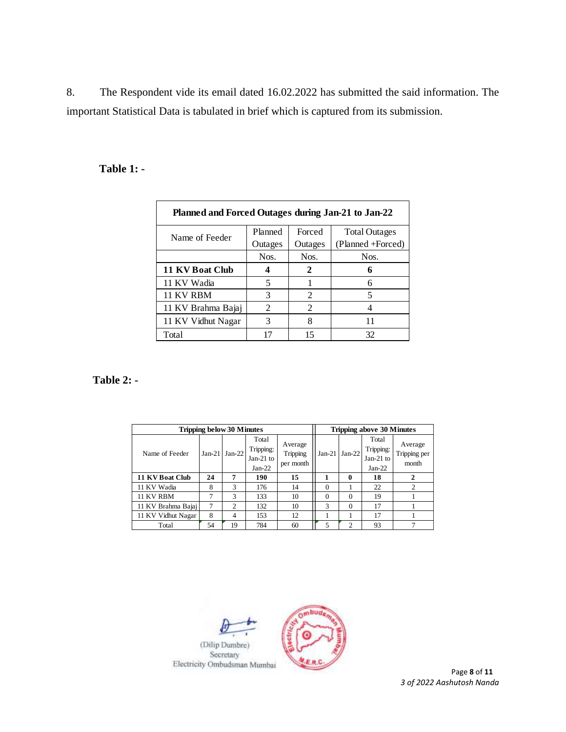8. The Respondent vide its email dated 16.02.2022 has submitted the said information. The important Statistical Data is tabulated in brief which is captured from its submission.

**Table 1: -**

| Planned and Forced Outages during Jan-21 to Jan-22 | | | |
|---|---|---|---|
| Name of Feeder | Planned Outages | Forced Outages | Total Outages (Planned +Forced) |
| | Nos. | Nos. | Nos. |
| **11 KV Boat Club** | **4** | **2** | **6** |
| 11 KV Wadia | 5 | 1 | 6 |
| 11 KV RBM | 3 | 2 | 5 |
| 11 KV Brahma Bajaj | 2 | 2 | 4 |
| 11 KV Vidhut Nagar | 3 | 8 | 11 |
| Total | 17 | 15 | 32 |

**Table 2: -**

| Tripping below 30 Minutes | | | | | Tripping above 30 Minutes | | | |
|---|---|---|---|---|---|---|---|---|
| Name of Feeder | Jan-21 | Jan-22 | Total Tripping: Jan-21 to Jan-22 | Average Tripping per month | Jan-21 | Jan-22 | Total Tripping: Jan-21 to Jan-22 | Average Tripping per month |
| **11 KV Boat Club** | **24** | **7** | **190** | **15** | **1** | **0** | **18** | **2** |
| 11 KV Wadia | 8 | 3 | 176 | 14 | 0 | 1 | 22 | 2 |
| 11 KV RBM | 7 | 3 | 133 | 10 | 0 | 0 | 19 | 1 |
| 11 KV Brahma Bajaj | 7 | 2 | 132 | 10 | 3 | 0 | 17 | 1 |
| 11 KV Vidhut Nagar | 8 | 4 | 153 | 12 | 1 | 1 | 17 | 1 |
| Total | 54 | 19 | 784 | 60 | 5 | 2 | 93 | 7 |

(Dilip Dumbre)
Secretary
Electricity Ombudsman Mumbai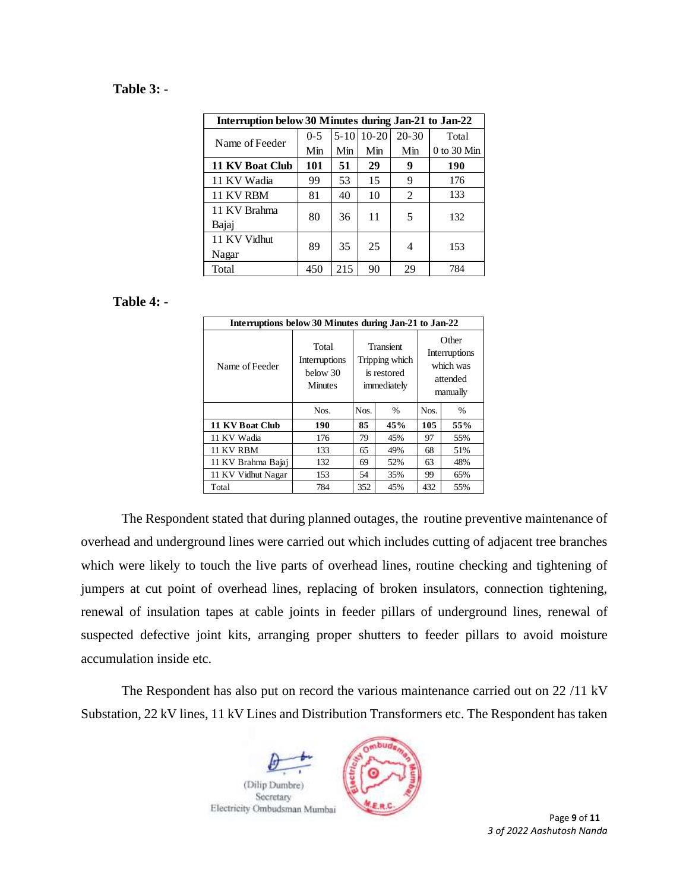**Table 3: -**

| Interruption below 30 Minutes during Jan-21 to Jan-22 | | | | | |
|---|---|---|---|---|---|
| Name of Feeder | 0-5 Min | 5-10 Min | 10-20 Min | 20-30 Min | Total 0 to 30 Min |
| **11 KV Boat Club** | **101** | **51** | **29** | **9** | **190** |
| 11 KV Wadia | 99 | 53 | 15 | 9 | 176 |
| 11 KV RBM | 81 | 40 | 10 | 2 | 133 |
| 11 KV Brahma Bajaj | 80 | 36 | 11 | 5 | 132 |
| 11 KV Vidhut Nagar | 89 | 35 | 25 | 4 | 153 |
| Total | 450 | 215 | 90 | 29 | 784 |

**Table 4: -**

| Interruptions below 30 Minutes during Jan-21 to Jan-22 | | | | | |
|---|---|---|---|---|---|
| Name of Feeder | Total Interruptions below 30 Minutes | Transient Tripping which is restored immediately | | Other Interruptions which was attended manually | |
| | Nos. | Nos. | % | Nos. | % |
| **11 KV Boat Club** | **190** | **85** | **45%** | **105** | **55%** |
| 11 KV Wadia | 176 | 79 | 45% | 97 | 55% |
| 11 KV RBM | 133 | 65 | 49% | 68 | 51% |
| 11 KV Brahma Bajaj | 132 | 69 | 52% | 63 | 48% |
| 11 KV Vidhut Nagar | 153 | 54 | 35% | 99 | 65% |
| Total | 784 | 352 | 45% | 432 | 55% |

The Respondent stated that during planned outages, the routine preventive maintenance of overhead and underground lines were carried out which includes cutting of adjacent tree branches which were likely to touch the live parts of overhead lines, routine checking and tightening of jumpers at cut point of overhead lines, replacing of broken insulators, connection tightening, renewal of insulation tapes at cable joints in feeder pillars of underground lines, renewal of suspected defective joint kits, arranging proper shutters to feeder pillars to avoid moisture accumulation inside etc.

The Respondent has also put on record the various maintenance carried out on 22 /11 kV Substation, 22 kV lines, 11 kV Lines and Distribution Transformers etc. The Respondent has taken

(Dilip Dumbre)
Secretary
Electricity Ombudsman Mumbai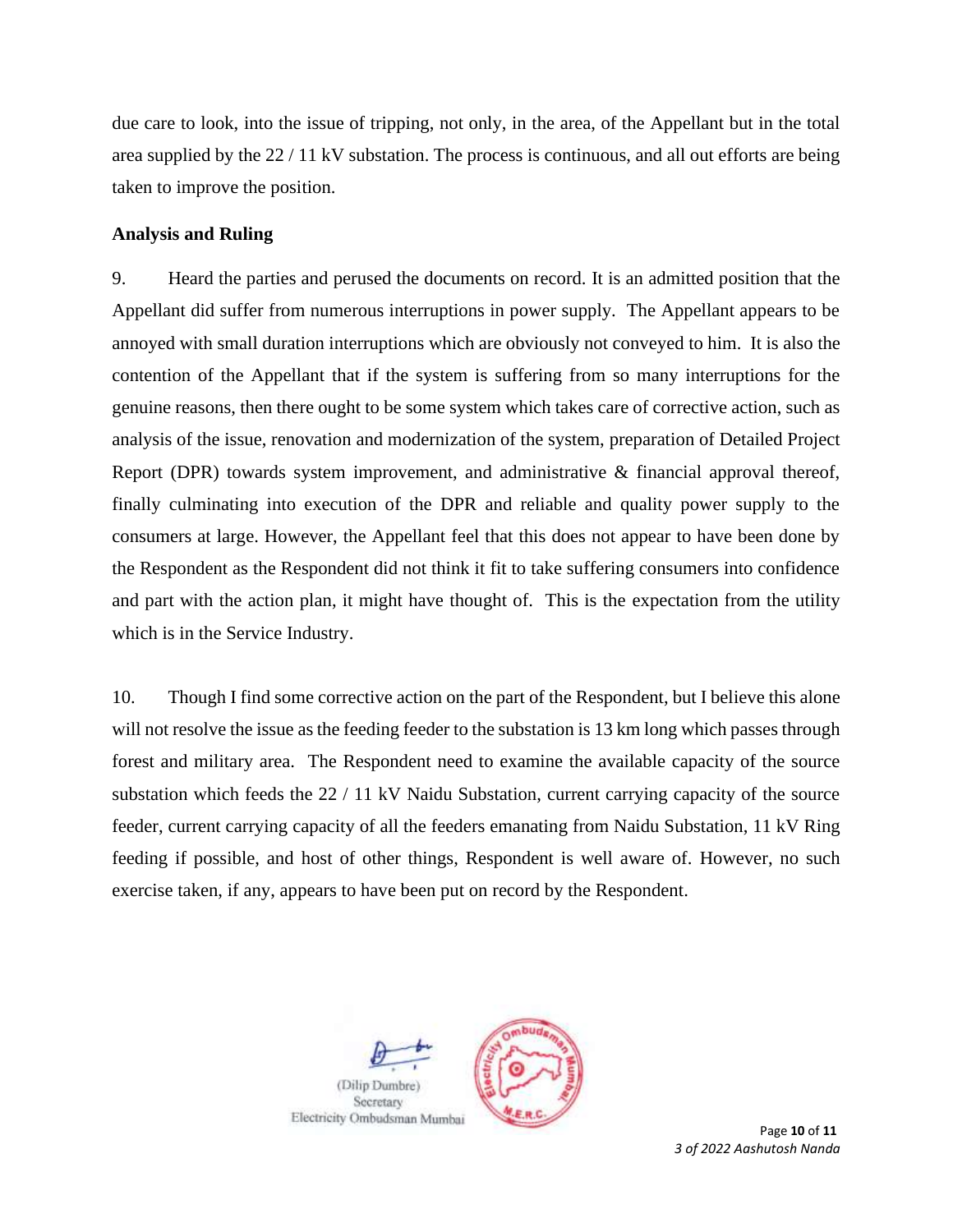due care to look, into the issue of tripping, not only, in the area, of the Appellant but in the total area supplied by the 22 / 11 kV substation. The process is continuous, and all out efforts are being taken to improve the position.

**Analysis and Ruling**

9. Heard the parties and perused the documents on record. It is an admitted position that the Appellant did suffer from numerous interruptions in power supply. The Appellant appears to be annoyed with small duration interruptions which are obviously not conveyed to him. It is also the contention of the Appellant that if the system is suffering from so many interruptions for the genuine reasons, then there ought to be some system which takes care of corrective action, such as analysis of the issue, renovation and modernization of the system, preparation of Detailed Project Report (DPR) towards system improvement, and administrative & financial approval thereof, finally culminating into execution of the DPR and reliable and quality power supply to the consumers at large. However, the Appellant feel that this does not appear to have been done by the Respondent as the Respondent did not think it fit to take suffering consumers into confidence and part with the action plan, it might have thought of. This is the expectation from the utility which is in the Service Industry.

10. Though I find some corrective action on the part of the Respondent, but I believe this alone will not resolve the issue as the feeding feeder to the substation is 13 km long which passes through forest and military area. The Respondent need to examine the available capacity of the source substation which feeds the 22 / 11 kV Naidu Substation, current carrying capacity of the source feeder, current carrying capacity of all the feeders emanating from Naidu Substation, 11 kV Ring feeding if possible, and host of other things, Respondent is well aware of. However, no such exercise taken, if any, appears to have been put on record by the Respondent.

(Dilip Dumbre)
Secretary
Electricity Ombudsman Mumbai

*3 of 2022 Aashutosh Nanda*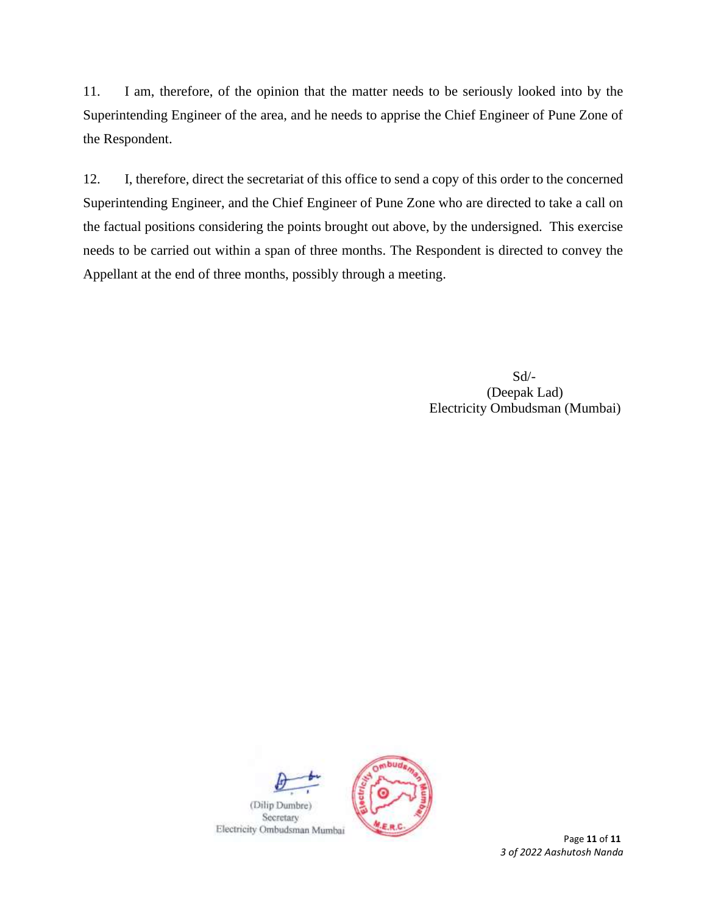11. I am, therefore, of the opinion that the matter needs to be seriously looked into by the Superintending Engineer of the area, and he needs to apprise the Chief Engineer of Pune Zone of the Respondent.

12. I, therefore, direct the secretariat of this office to send a copy of this order to the concerned Superintending Engineer, and the Chief Engineer of Pune Zone who are directed to take a call on the factual positions considering the points brought out above, by the undersigned. This exercise needs to be carried out within a span of three months. The Respondent is directed to convey the Appellant at the end of three months, possibly through a meeting.

Sd/-
(Deepak Lad)
Electricity Ombudsman (Mumbai)

(Dilip Dumbre)
Secretary
Electricity Ombudsman Mumbai